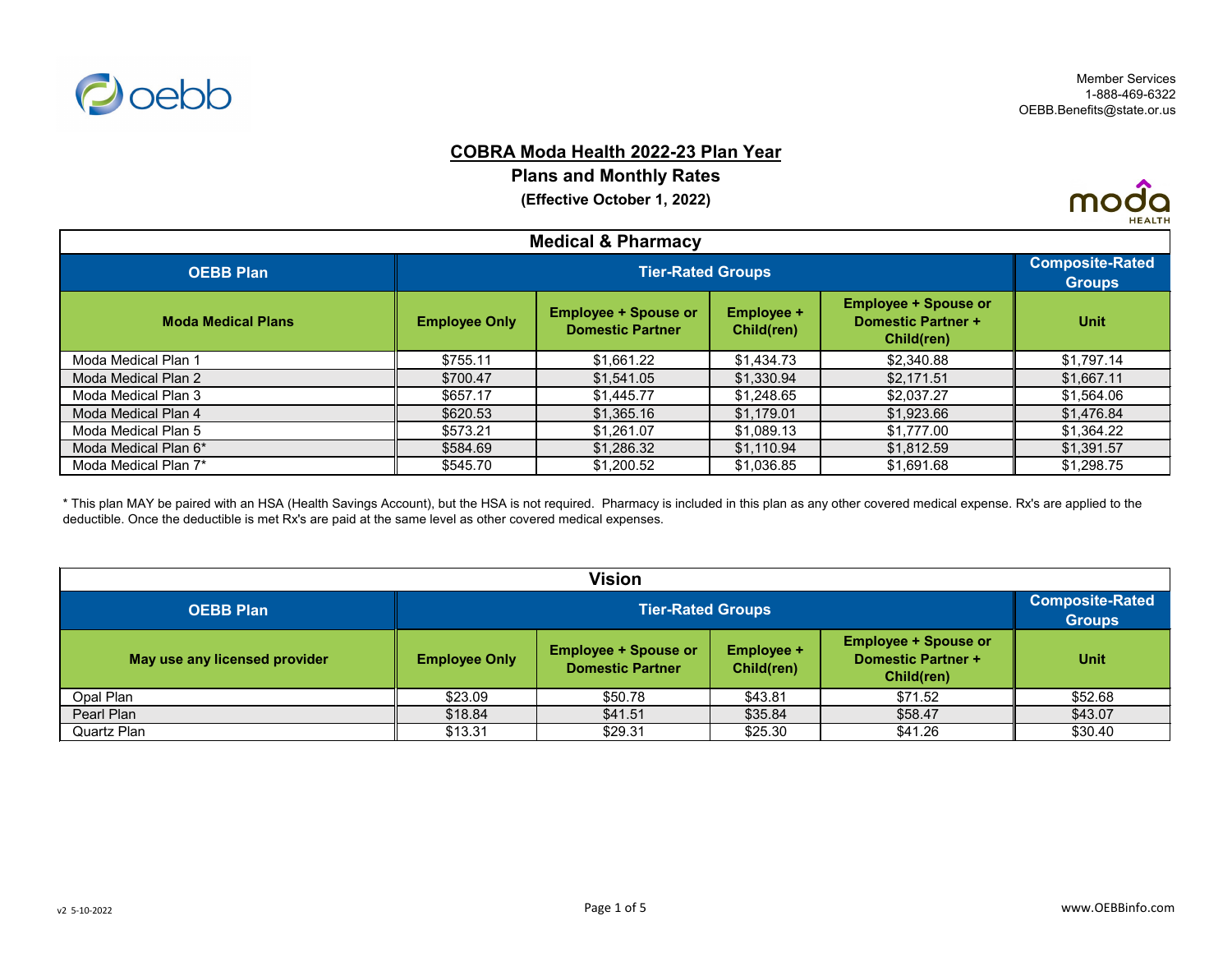Member Services
1-888-469-6322
OEBB.Benefits@state.or.us

# COBRA Moda Health 2022-23 Plan Year

## Plans and Monthly Rates

**(Effective October 1, 2022)**

| Medical & Pharmacy | | | | | |
|---|---|---|---|---|---|
| **OEBB Plan** | **Tier-Rated Groups** | | | | **Composite-Rated Groups** |
| **Moda Medical Plans** | **Employee Only** | **Employee + Spouse or Domestic Partner** | **Employee + Child(ren)** | **Employee + Spouse or Domestic Partner + Child(ren)** | **Unit** |
| Moda Medical Plan 1 | $755.11 | $1,661.22 | $1,434.73 | $2,340.88 | $1,797.14 |
| Moda Medical Plan 2 | $700.47 | $1,541.05 | $1,330.94 | $2,171.51 | $1,667.11 |
| Moda Medical Plan 3 | $657.17 | $1,445.77 | $1,248.65 | $2,037.27 | $1,564.06 |
| Moda Medical Plan 4 | $620.53 | $1,365.16 | $1,179.01 | $1,923.66 | $1,476.84 |
| Moda Medical Plan 5 | $573.21 | $1,261.07 | $1,089.13 | $1,777.00 | $1,364.22 |
| Moda Medical Plan 6* | $584.69 | $1,286.32 | $1,110.94 | $1,812.59 | $1,391.57 |
| Moda Medical Plan 7* | $545.70 | $1,200.52 | $1,036.85 | $1,691.68 | $1,298.75 |

* This plan MAY be paired with an HSA (Health Savings Account), but the HSA is not required. Pharmacy is included in this plan as any other covered medical expense. Rx's are applied to the deductible. Once the deductible is met Rx's are paid at the same level as other covered medical expenses.

| Vision | | | | | |
|---|---|---|---|---|---|
| **OEBB Plan** | **Tier-Rated Groups** | | | | **Composite-Rated Groups** |
| **May use any licensed provider** | **Employee Only** | **Employee + Spouse or Domestic Partner** | **Employee + Child(ren)** | **Employee + Spouse or Domestic Partner + Child(ren)** | **Unit** |
| Opal Plan | $23.09 | $50.78 | $43.81 | $71.52 | $52.68 |
| Pearl Plan | $18.84 | $41.51 | $35.84 | $58.47 | $43.07 |
| Quartz Plan | $13.31 | $29.31 | $25.30 | $41.26 | $30.40 |

v2 5-10-2022

www.OEBBinfo.com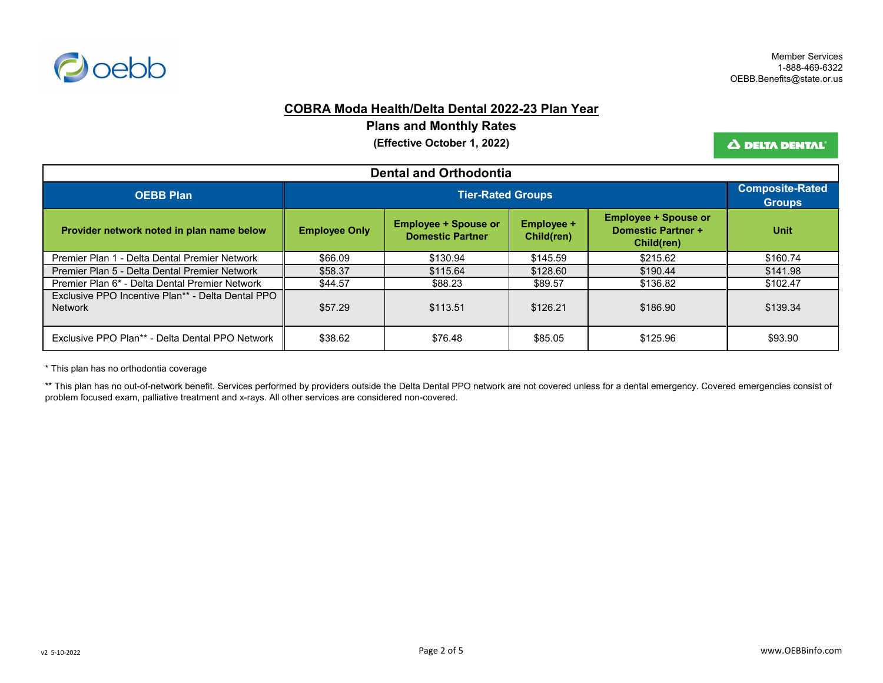Member Services
1-888-469-6322
OEBB.Benefits@state.or.us

## COBRA Moda Health/Delta Dental 2022-23 Plan Year

### Plans and Monthly Rates

**(Effective October 1, 2022)**

| Dental and Orthodontia | | | | | |
|---|---|---|---|---|---|
| **OEBB Plan** | **Tier-Rated Groups** | | | | **Composite-Rated Groups** |
| **Provider network noted in plan name below** | **Employee Only** | **Employee + Spouse or Domestic Partner** | **Employee + Child(ren)** | **Employee + Spouse or Domestic Partner + Child(ren)** | **Unit** |
| Premier Plan 1 - Delta Dental Premier Network | $66.09 | $130.94 | $145.59 | $215.62 | $160.74 |
| Premier Plan 5 - Delta Dental Premier Network | $58.37 | $115.64 | $128.60 | $190.44 | $141.98 |
| Premier Plan 6* - Delta Dental Premier Network | $44.57 | $88.23 | $89.57 | $136.82 | $102.47 |
| Exclusive PPO Incentive Plan** - Delta Dental PPO Network | $57.29 | $113.51 | $126.21 | $186.90 | $139.34 |
| Exclusive PPO Plan** - Delta Dental PPO Network | $38.62 | $76.48 | $85.05 | $125.96 | $93.90 |

* This plan has no orthodontia coverage

** This plan has no out-of-network benefit. Services performed by providers outside the Delta Dental PPO network are not covered unless for a dental emergency. Covered emergencies consist of problem focused exam, palliative treatment and x-rays. All other services are considered non-covered.

v2 5-10-2022

www.OEBBinfo.com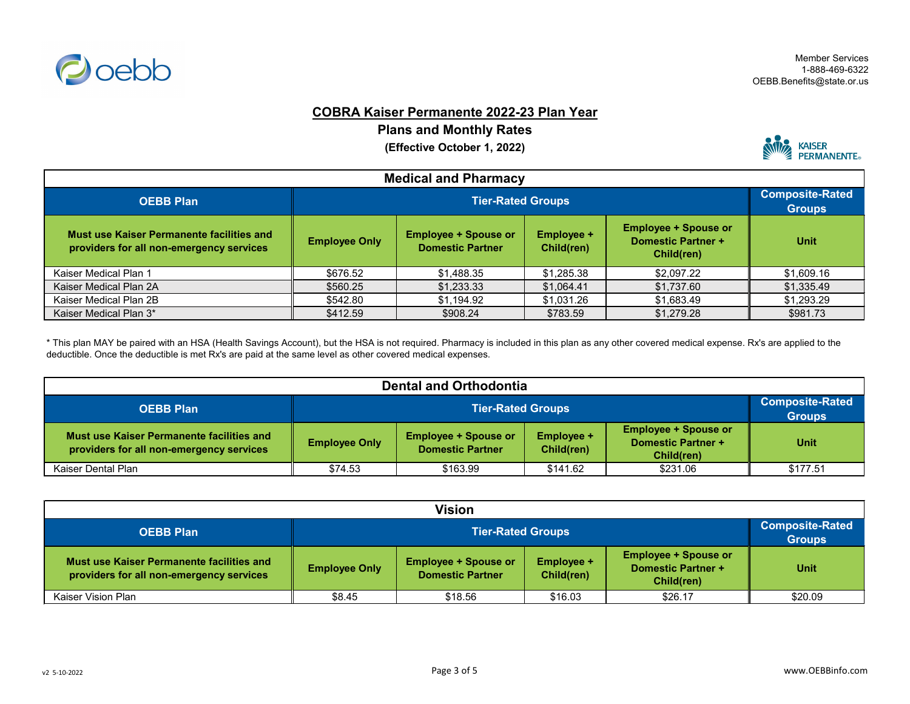Member Services
1-888-469-6322
OEBB.Benefits@state.or.us

# COBRA Kaiser Permanente 2022-23 Plan Year

## Plans and Monthly Rates

**(Effective October 1, 2022)**

### Medical and Pharmacy

| OEBB Plan | Tier-Rated Groups | | | | Composite-Rated Groups |
|---|---|---|---|---|---|
| **Must use Kaiser Permanente facilities and providers for all non-emergency services** | **Employee Only** | **Employee + Spouse or Domestic Partner** | **Employee + Child(ren)** | **Employee + Spouse or Domestic Partner + Child(ren)** | **Unit** |
| Kaiser Medical Plan 1 | $676.52 | $1,488.35 | $1,285.38 | $2,097.22 | $1,609.16 |
| Kaiser Medical Plan 2A | $560.25 | $1,233.33 | $1,064.41 | $1,737.60 | $1,335.49 |
| Kaiser Medical Plan 2B | $542.80 | $1,194.92 | $1,031.26 | $1,683.49 | $1,293.29 |
| Kaiser Medical Plan 3* | $412.59 | $908.24 | $783.59 | $1,279.28 | $981.73 |

* This plan MAY be paired with an HSA (Health Savings Account), but the HSA is not required. Pharmacy is included in this plan as any other covered medical expense. Rx's are applied to the deductible. Once the deductible is met Rx's are paid at the same level as other covered medical expenses.

### Dental and Orthodontia

| OEBB Plan | Tier-Rated Groups | | | | Composite-Rated Groups |
|---|---|---|---|---|---|
| **Must use Kaiser Permanente facilities and providers for all non-emergency services** | **Employee Only** | **Employee + Spouse or Domestic Partner** | **Employee + Child(ren)** | **Employee + Spouse or Domestic Partner + Child(ren)** | **Unit** |
| Kaiser Dental Plan | $74.53 | $163.99 | $141.62 | $231.06 | $177.51 |

### Vision

| OEBB Plan | Tier-Rated Groups | | | | Composite-Rated Groups |
|---|---|---|---|---|---|
| **Must use Kaiser Permanente facilities and providers for all non-emergency services** | **Employee Only** | **Employee + Spouse or Domestic Partner** | **Employee + Child(ren)** | **Employee + Spouse or Domestic Partner + Child(ren)** | **Unit** |
| Kaiser Vision Plan | $8.45 | $18.56 | $16.03 | $26.17 | $20.09 |

v2 5-10-2022

www.OEBBinfo.com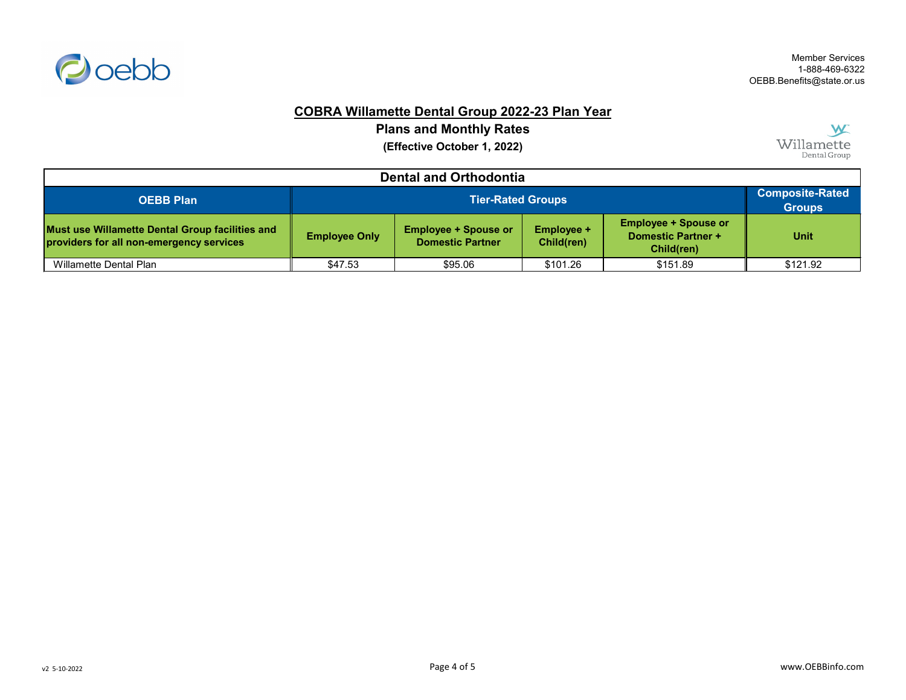Member Services
1-888-469-6322
OEBB.Benefits@state.or.us

# COBRA Willamette Dental Group 2022-23 Plan Year

## Plans and Monthly Rates

**(Effective October 1, 2022)**

| Dental and Orthodontia | | | | | |
|---|---|---|---|---|---|
| **OEBB Plan** | **Tier-Rated Groups** | | | | **Composite-Rated Groups** |
| **Must use Willamette Dental Group facilities and providers for all non-emergency services** | **Employee Only** | **Employee + Spouse or Domestic Partner** | **Employee + Child(ren)** | **Employee + Spouse or Domestic Partner + Child(ren)** | **Unit** |
| Willamette Dental Plan | $47.53 | $95.06 | $101.26 | $151.89 | $121.92 |

v2 5-10-2022

www.OEBBinfo.com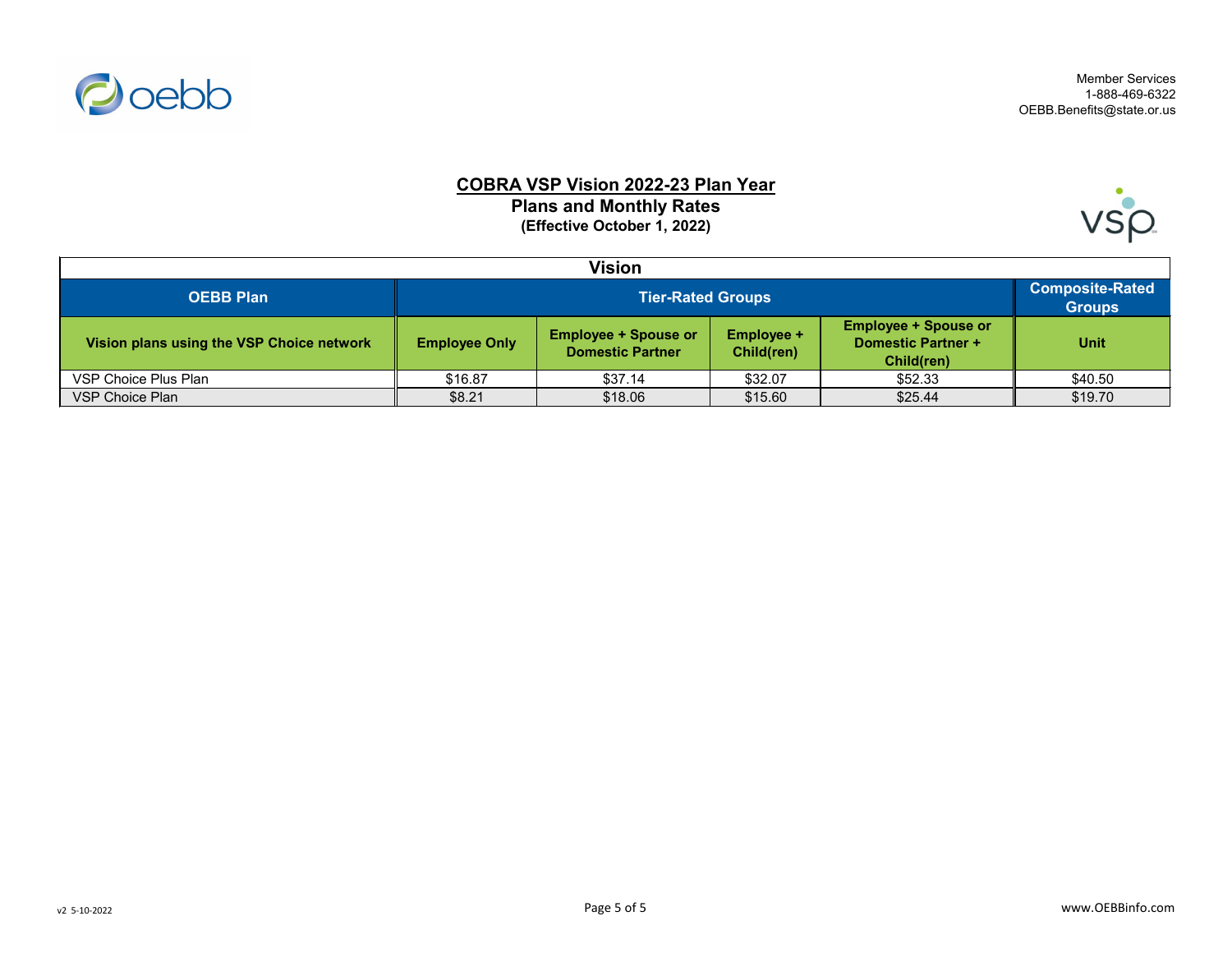Member Services
1-888-469-6322
OEBB.Benefits@state.or.us

# COBRA VSP Vision 2022-23 Plan Year

## Plans and Monthly Rates

**(Effective October 1, 2022)**

| Vision | | | | | |
|---|---|---|---|---|---|
| **OEBB Plan** | **Tier-Rated Groups** | | | | **Composite-Rated Groups** |
| **Vision plans using the VSP Choice network** | **Employee Only** | **Employee + Spouse or Domestic Partner** | **Employee + Child(ren)** | **Employee + Spouse or Domestic Partner + Child(ren)** | **Unit** |
| VSP Choice Plus Plan | $16.87 | $37.14 | $32.07 | $52.33 | $40.50 |
| VSP Choice Plan | $8.21 | $18.06 | $15.60 | $25.44 | $19.70 |

v2 5-10-2022

www.OEBBinfo.com